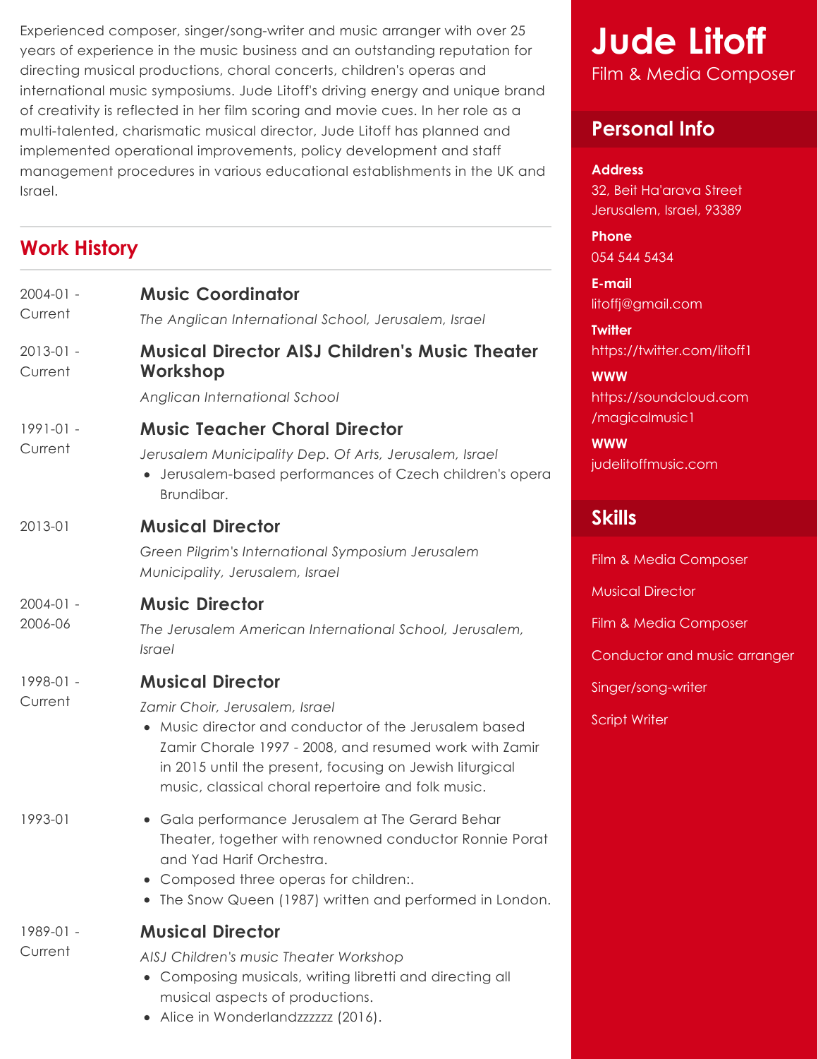# Jude Litoff

Film & Media Composer

## Personal Info

**Address**
32, Beit Ha'arava Street
Jerusalem, Israel, 93389

**Phone**
054 544 5434

**E-mail**
litoffj@gmail.com

**Twitter**
https://twitter.com/litoff1

**WWW**
https://soundcloud.com/magicalmusic1

**WWW**
judelitoffmusic.com

## Skills

- Film & Media Composer
- Musical Director
- Film & Media Composer
- Conductor and music arranger
- Singer/song-writer
- Script Writer

Experienced composer, singer/song-writer and music arranger with over 25 years of experience in the music business and an outstanding reputation for directing musical productions, choral concerts, children's operas and international music symposiums. Jude Litoff's driving energy and unique brand of creativity is reflected in her film scoring and movie cues. In her role as a multi-talented, charismatic musical director, Jude Litoff has planned and implemented operational improvements, policy development and staff management procedures in various educational establishments in the UK and Israel.

## Work History

2004-01 - Current
### Music Coordinator
*The Anglican International School, Jerusalem, Israel*

2013-01 - Current
### Musical Director AISJ Children's Music Theater Workshop
*Anglican International School*

1991-01 - Current
### Music Teacher Choral Director
*Jerusalem Municipality Dep. Of Arts, Jerusalem, Israel*
- Jerusalem-based performances of Czech children's opera Brundibar.

2013-01
### Musical Director
*Green Pilgrim's International Symposium Jerusalem Municipality, Jerusalem, Israel*

2004-01 - 2006-06
### Music Director
*The Jerusalem American International School, Jerusalem, Israel*

1998-01 - Current
### Musical Director
*Zamir Choir, Jerusalem, Israel*
- Music director and conductor of the Jerusalem based Zamir Chorale 1997 - 2008, and resumed work with Zamir in 2015 until the present, focusing on Jewish liturgical music, classical choral repertoire and folk music.

1993-01
- Gala performance Jerusalem at The Gerard Behar Theater, together with renowned conductor Ronnie Porat and Yad Harif Orchestra.
- Composed three operas for children:.
- The Snow Queen (1987) written and performed in London.

1989-01 - Current
### Musical Director
*AISJ Children's music Theater Workshop*
- Composing musicals, writing libretti and directing all musical aspects of productions.
- Alice in Wonderlandzzzzzz (2016).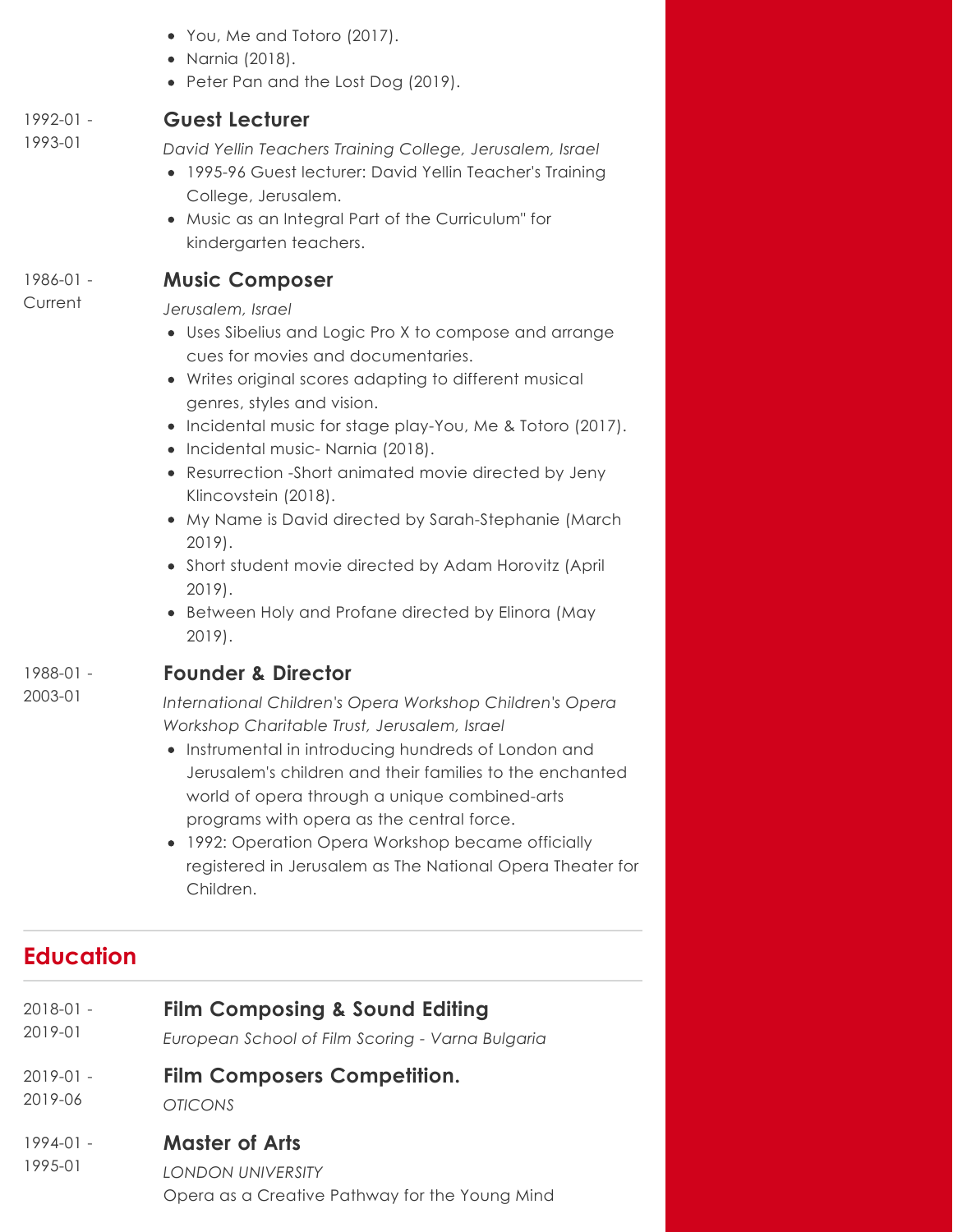- You, Me and Totoro (2017).
- Narnia (2018).
- Peter Pan and the Lost Dog (2019).

1992-01 - 1993-01

### Guest Lecturer

*David Yellin Teachers Training College, Jerusalem, Israel*

- 1995-96 Guest lecturer: David Yellin Teacher's Training College, Jerusalem.
- Music as an Integral Part of the Curriculum" for kindergarten teachers.

1986-01 - Current

### Music Composer

*Jerusalem, Israel*

- Uses Sibelius and Logic Pro X to compose and arrange cues for movies and documentaries.
- Writes original scores adapting to different musical genres, styles and vision.
- Incidental music for stage play-You, Me & Totoro (2017).
- Incidental music- Narnia (2018).
- Resurrection -Short animated movie directed by Jeny Klincovstein (2018).
- My Name is David directed by Sarah-Stephanie (March 2019).
- Short student movie directed by Adam Horovitz (April 2019).
- Between Holy and Profane directed by Elinora (May 2019).

1988-01 - 2003-01

### Founder & Director

*International Children's Opera Workshop Children's Opera Workshop Charitable Trust, Jerusalem, Israel*

- Instrumental in introducing hundreds of London and Jerusalem's children and their families to the enchanted world of opera through a unique combined-arts programs with opera as the central force.
- 1992: Operation Opera Workshop became officially registered in Jerusalem as The National Opera Theater for Children.

## Education

2018-01 - 2019-01

### Film Composing & Sound Editing

*European School of Film Scoring - Varna Bulgaria*

2019-01 - 2019-06

### Film Composers Competition.

*OTICONS*

1994-01 - 1995-01

### Master of Arts

*LONDON UNIVERSITY*

Opera as a Creative Pathway for the Young Mind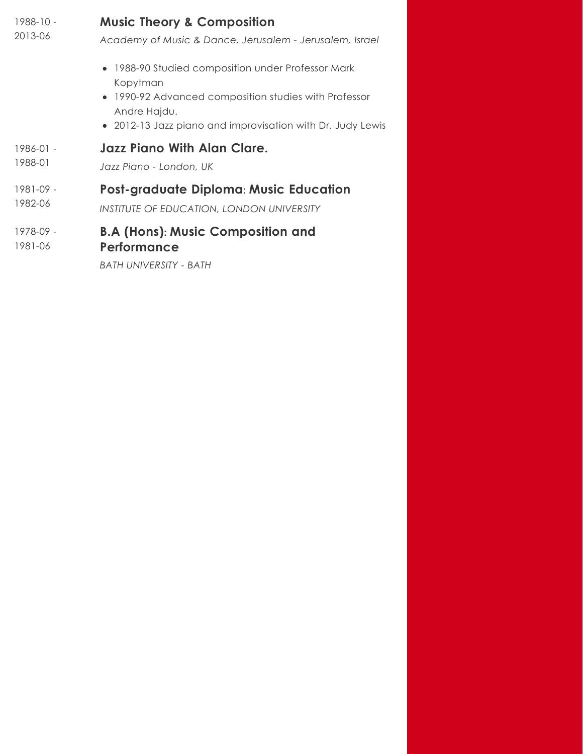1988-10 - 2013-06

### Music Theory & Composition

*Academy of Music & Dance, Jerusalem - Jerusalem, Israel*

- 1988-90 Studied composition under Professor Mark Kopytman
- 1990-92 Advanced composition studies with Professor Andre Hajdu.
- 2012-13 Jazz piano and improvisation with Dr. Judy Lewis

1986-01 - 1988-01

### Jazz Piano With Alan Clare.

*Jazz Piano - London, UK*

1981-09 - 1982-06

### Post-graduate Diploma: Music Education

*INSTITUTE OF EDUCATION, LONDON UNIVERSITY*

1978-09 - 1981-06

### B.A (Hons): Music Composition and Performance

*BATH UNIVERSITY - BATH*